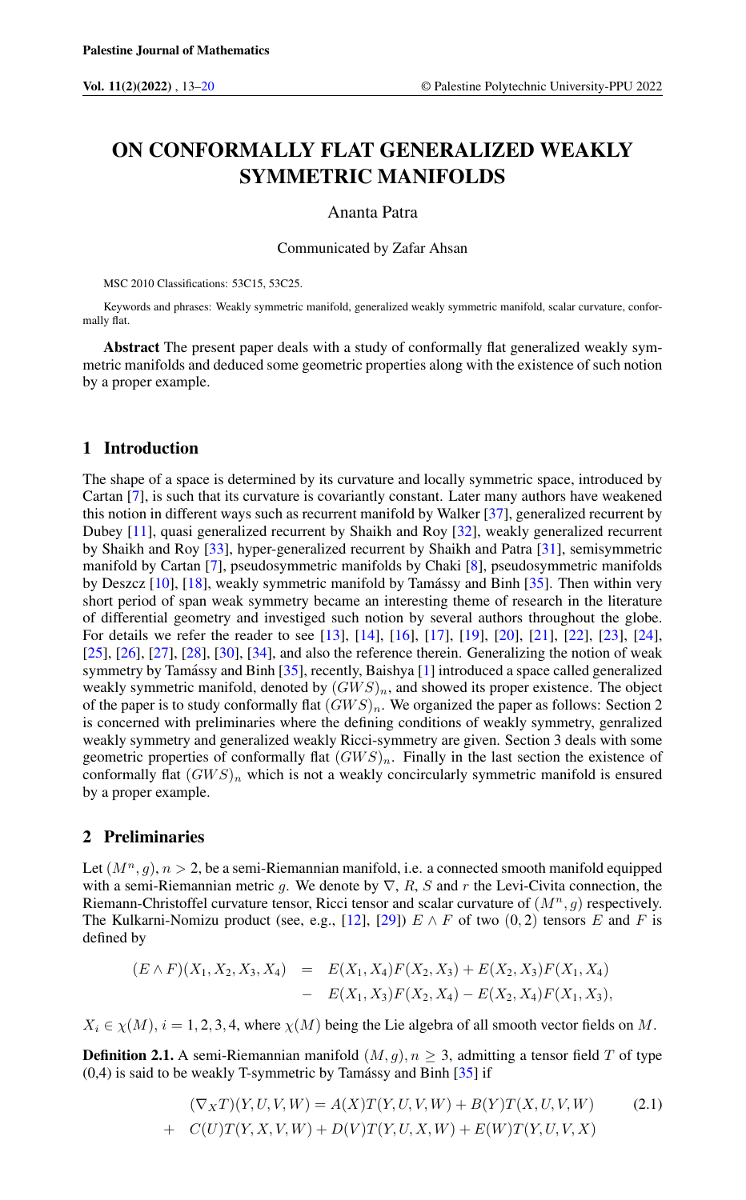# ON CONFORMALLY FLAT GENERALIZED WEAKLY SYMMETRIC MANIFOLDS

Ananta Patra

Communicated by Zafar Ahsan

MSC 2010 Classifications: 53C15, 53C25.

Keywords and phrases: Weakly symmetric manifold, generalized weakly symmetric manifold, scalar curvature, conformally flat.

**Abstract** The present paper deals with a study of conformally flat generalized weakly symmetric manifolds and deduced some geometric properties along with the existence of such notion by a proper example.

## 1 Introduction

The shape of a space is determined by its curvature and locally symmetric space, introduced by Cartan [7], is such that its curvature is covariantly constant. Later many authors have weakened this notion in different ways such as recurrent manifold by Walker [37], generalized recurrent by Dubey [11], quasi generalized recurrent by Shaikh and Roy [32], weakly generalized recurrent by Shaikh and Roy [33], hyper-generalized recurrent by Shaikh and Patra [31], semisymmetric manifold by Cartan [7], pseudosymmetric manifolds by Chaki [8], pseudosymmetric manifolds by Deszcz [10], [18], weakly symmetric manifold by Tamássy and Binh [35]. Then within very short period of span weak symmetry became an interesting theme of research in the literature of differential geometry and investiged such notion by several authors throughout the globe. For details we refer the reader to see [13], [14], [16], [17], [19], [20], [21], [22], [23], [24], [25], [26], [27], [28], [30], [34], and also the reference therein. Generalizing the notion of weak symmetry by Tamássy and Binh [35], recently, Baishya [1] introduced a space called generalized weakly symmetric manifold, denoted by $(GWS)_n$, and showed its proper existence. The object of the paper is to study conformally flat $(GWS)_n$. We organized the paper as follows: Section 2 is concerned with preliminaries where the defining conditions of weakly symmetry, genralized weakly symmetry and generalized weakly Ricci-symmetry are given. Section 3 deals with some geometric properties of conformally flat $(GWS)_n$. Finally in the last section the existence of conformally flat $(GWS)_n$ which is not a weakly concircularly symmetric manifold is ensured by a proper example.

## 2 Preliminaries

Let $(M^n, g)$, $n > 2$, be a semi-Riemannian manifold, i.e. a connected smooth manifold equipped with a semi-Riemannian metric $g$. We denote by $\nabla$, $R$, $S$ and $r$ the Levi-Civita connection, the Riemann-Christoffel curvature tensor, Ricci tensor and scalar curvature of $(M^n, g)$ respectively. The Kulkarni-Nomizu product (see, e.g., [12], [29]) $E \wedge F$ of two $(0, 2)$ tensors $E$ and $F$ is defined by

$$
\begin{aligned}
(E \wedge F)(X_1, X_2, X_3, X_4) &= E(X_1, X_4)F(X_2, X_3) + E(X_2, X_3)F(X_1, X_4) \\
&- E(X_1, X_3)F(X_2, X_4) - E(X_2, X_4)F(X_1, X_3),
\end{aligned}
$$

$X_i \in \chi(M)$, $i = 1, 2, 3, 4$, where $\chi(M)$ being the Lie algebra of all smooth vector fields on $M$.

**Definition 2.1.** A semi-Riemannian manifold $(M, g)$, $n \geq 3$, admitting a tensor field $T$ of type (0,4) is said to be weakly T-symmetric by Tamássy and Binh [35] if

$$
\begin{aligned}
(\nabla_X T)(Y, U, V, W) &= A(X)T(Y, U, V, W) + B(Y)T(X, U, V, W) \qquad (2.1) \\
&+ C(U)T(Y, X, V, W) + D(V)T(Y, U, X, W) + E(W)T(Y, U, V, X)
\end{aligned}
$$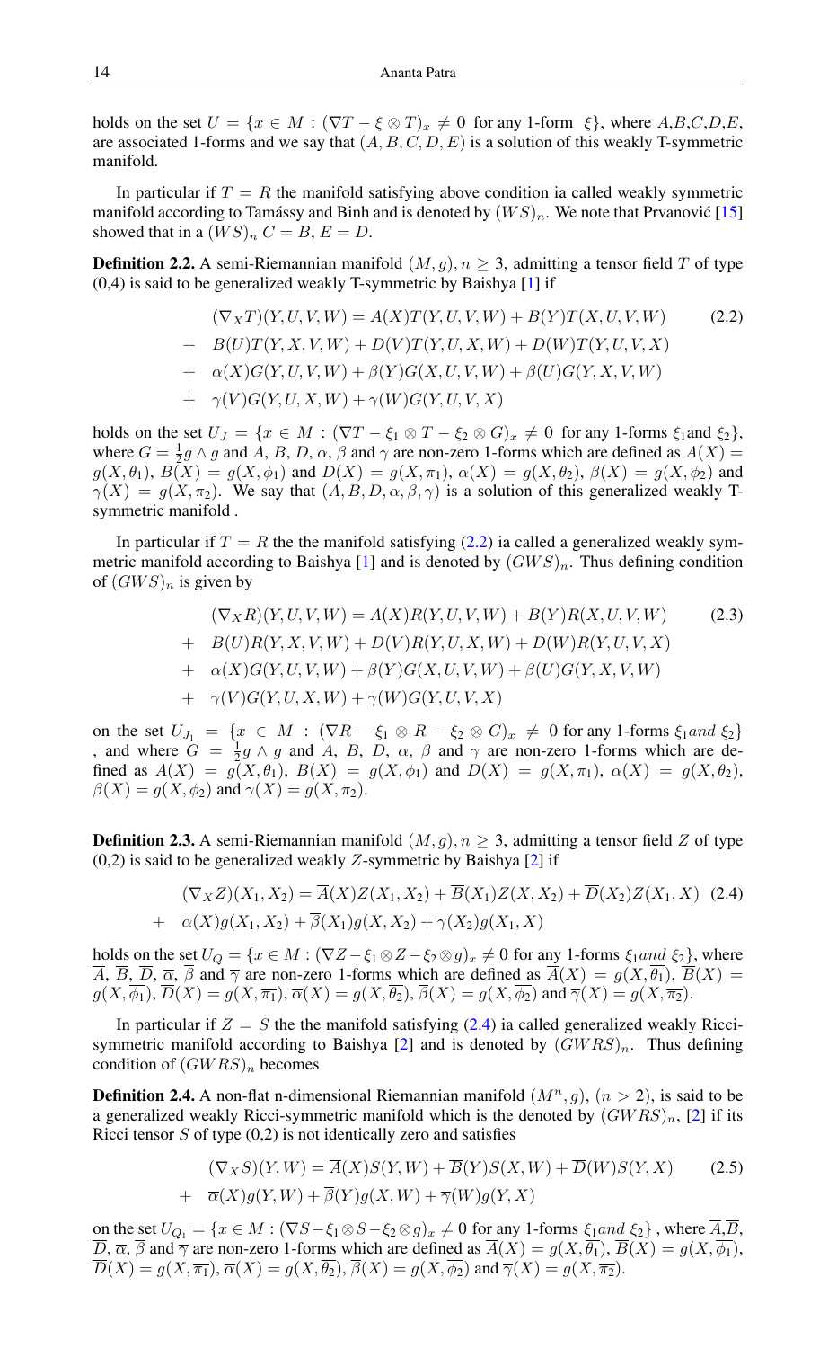holds on the set $U = \{x \in M : (\nabla T - \xi \otimes T)_x \neq 0 \text{ for any 1-form } \xi\}$, where $A$,$B$,$C$,$D$,$E$, are associated 1-forms and we say that $(A, B, C, D, E)$ is a solution of this weakly T-symmetric manifold.

In particular if $T = R$ the manifold satisfying above condition ia called weakly symmetric manifold according to Tamássy and Binh and is denoted by $(WS)_n$. We note that Prvanović [15] showed that in a $(WS)_n$ $C = B$, $E = D$.

**Definition 2.2.** A semi-Riemannian manifold $(M, g), n \geq 3$, admitting a tensor field $T$ of type (0,4) is said to be generalized weakly T-symmetric by Baishya [1] if

$$
\begin{aligned}
&(\nabla_X T)(Y,U,V,W) = A(X)T(Y,U,V,W) + B(Y)T(X,U,V,W) \qquad (2.2)\\
+\;& B(U)T(Y,X,V,W) + D(V)T(Y,U,X,W) + D(W)T(Y,U,V,X)\\
+\;& \alpha(X)G(Y,U,V,W) + \beta(Y)G(X,U,V,W) + \beta(U)G(Y,X,V,W)\\
+\;& \gamma(V)G(Y,U,X,W) + \gamma(W)G(Y,U,V,X)
\end{aligned}
$$

holds on the set $U_J = \{x \in M : (\nabla T - \xi_1 \otimes T - \xi_2 \otimes G)_x \neq 0 \text{ for any 1-forms } \xi_1 \text{and } \xi_2\}$, where $G = \frac{1}{2} g \wedge g$ and $A$, $B$, $D$, $\alpha$, $\beta$ and $\gamma$ are non-zero 1-forms which are defined as $A(X) = g(X, \theta_1)$, $B(X) = g(X, \phi_1)$ and $D(X) = g(X, \pi_1)$, $\alpha(X) = g(X, \theta_2)$, $\beta(X) = g(X, \phi_2)$ and $\gamma(X) = g(X, \pi_2)$. We say that $(A, B, D, \alpha, \beta, \gamma)$ is a solution of this generalized weakly T-symmetric manifold .

In particular if $T = R$ the the manifold satisfying (2.2) ia called a generalized weakly symmetric manifold according to Baishya [1] and is denoted by $(GWS)_n$. Thus defining condition of $(GWS)_n$ is given by

$$
\begin{aligned}
&(\nabla_X R)(Y,U,V,W) = A(X)R(Y,U,V,W) + B(Y)R(X,U,V,W) \qquad (2.3)\\
+\;& B(U)R(Y,X,V,W) + D(V)R(Y,U,X,W) + D(W)R(Y,U,V,X)\\
+\;& \alpha(X)G(Y,U,V,W) + \beta(Y)G(X,U,V,W) + \beta(U)G(Y,X,V,W)\\
+\;& \gamma(V)G(Y,U,X,W) + \gamma(W)G(Y,U,V,X)
\end{aligned}
$$

on the set $U_{J_1} = \{x \in M : (\nabla R - \xi_1 \otimes R - \xi_2 \otimes G)_x \neq 0 \text{ for any 1-forms } \xi_1 and \ \xi_2\}$ , and where $G = \frac{1}{2} g \wedge g$ and $A$, $B$, $D$, $\alpha$, $\beta$ and $\gamma$ are non-zero 1-forms which are defined as $A(X) = g(X, \theta_1)$, $B(X) = g(X, \phi_1)$ and $D(X) = g(X, \pi_1)$, $\alpha(X) = g(X, \theta_2)$, $\beta(X) = g(X, \phi_2)$ and $\gamma(X) = g(X, \pi_2)$.

**Definition 2.3.** A semi-Riemannian manifold $(M, g), n \geq 3$, admitting a tensor field $Z$ of type (0,2) is said to be generalized weakly $Z$-symmetric by Baishya [2] if

$$
\begin{aligned}
&(\nabla_X Z)(X_1, X_2) = \overline{A}(X)Z(X_1, X_2) + \overline{B}(X_1)Z(X, X_2) + \overline{D}(X_2)Z(X_1, X) \qquad (2.4)\\
+\;& \overline{\alpha}(X)g(X_1, X_2) + \overline{\beta}(X_1)g(X, X_2) + \overline{\gamma}(X_2)g(X_1, X)
\end{aligned}
$$

holds on the set $U_Q = \{x \in M : (\nabla Z - \xi_1 \otimes Z - \xi_2 \otimes g)_x \neq 0 \text{ for any 1-forms } \xi_1 and \ \xi_2\}$, where $\overline{A}$, $\overline{B}$, $\overline{D}$, $\overline{\alpha}$, $\overline{\beta}$ and $\overline{\gamma}$ are non-zero 1-forms which are defined as $\overline{A}(X) = g(X, \overline{\theta_1})$, $\overline{B}(X) = g(X, \overline{\phi_1})$, $\overline{D}(X) = g(X, \overline{\pi_1})$, $\overline{\alpha}(X) = g(X, \overline{\theta_2})$, $\overline{\beta}(X) = g(X, \overline{\phi_2})$ and $\overline{\gamma}(X) = g(X, \overline{\pi_2})$.

In particular if $Z = S$ the the manifold satisfying (2.4) ia called generalized weakly Ricci-symmetric manifold according to Baishya [2] and is denoted by $(GWRS)_n$. Thus defining condition of $(GWRS)_n$ becomes

**Definition 2.4.** A non-flat n-dimensional Riemannian manifold $(M^n, g)$, $(n > 2)$, is said to be a generalized weakly Ricci-symmetric manifold which is the denoted by $(GWRS)_n$, [2] if its Ricci tensor $S$ of type (0,2) is not identically zero and satisfies

$$
\begin{aligned}
&(\nabla_X S)(Y, W) = \overline{A}(X)S(Y, W) + \overline{B}(Y)S(X, W) + \overline{D}(W)S(Y, X) \qquad (2.5)\\
+\;& \overline{\alpha}(X)g(Y, W) + \overline{\beta}(Y)g(X, W) + \overline{\gamma}(W)g(Y, X)
\end{aligned}
$$

on the set $U_{Q_1} = \{x \in M : (\nabla S - \xi_1 \otimes S - \xi_2 \otimes g)_x \neq 0 \text{ for any 1-forms } \xi_1 and \ \xi_2\}$ , where $\overline{A}$,$\overline{B}$, $\overline{D}$, $\overline{\alpha}$, $\overline{\beta}$ and $\overline{\gamma}$ are non-zero 1-forms which are defined as $\overline{A}(X) = g(X, \overline{\theta_1})$, $\overline{B}(X) = g(X, \overline{\phi_1})$, $\overline{D}(X) = g(X, \overline{\pi_1})$, $\overline{\alpha}(X) = g(X, \overline{\theta_2})$, $\overline{\beta}(X) = g(X, \overline{\phi_2})$ and $\overline{\gamma}(X) = g(X, \overline{\pi_2})$.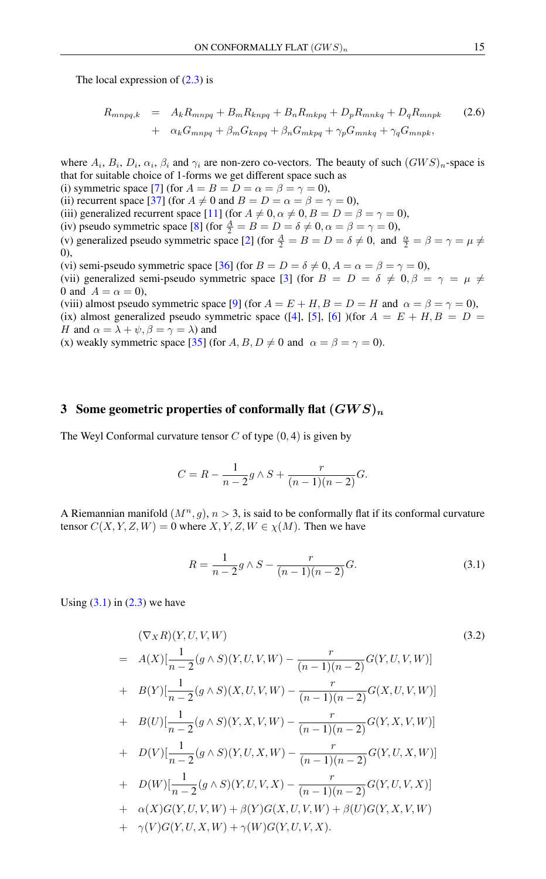The local expression of (2.3) is

$$
\begin{aligned}
R_{mnpq,k} &= A_k R_{mnpq} + B_m R_{knpq} + B_n R_{mkpq} + D_p R_{mnkq} + D_q R_{mnpk} \\
&+ \alpha_k G_{mnpq} + \beta_m G_{knpq} + \beta_n G_{mkpq} + \gamma_p G_{mnkq} + \gamma_q G_{mnpk},
\end{aligned} \tag{2.6}
$$

where $A_i$, $B_i$, $D_i$, $\alpha_i$, $\beta_i$ and $\gamma_i$ are non-zero co-vectors. The beauty of such $(GWS)_n$-space is that for suitable choice of 1-forms we get different space such as

(i) symmetric space [7] (for $A = B = D = \alpha = \beta = \gamma = 0$),
(ii) recurrent space [37] (for $A \neq 0$ and $B = D = \alpha = \beta = \gamma = 0$),
(iii) generalized recurrent space [11] (for $A \neq 0, \alpha \neq 0, B = D = \beta = \gamma = 0$),
(iv) pseudo symmetric space [8] (for $\frac{A}{2} = B = D = \delta \neq 0, \alpha = \beta = \gamma = 0$),
(v) generalized pseudo symmetric space [2] (for $\frac{A}{2} = B = D = \delta \neq 0,$ and $\frac{\alpha}{2} = \beta = \gamma = \mu \neq 0$),
(vi) semi-pseudo symmetric space [36] (for $B = D = \delta \neq 0, A = \alpha = \beta = \gamma = 0$),
(vii) generalized semi-pseudo symmetric space [3] (for $B = D = \delta \neq 0, \beta = \gamma = \mu \neq 0$ and $A = \alpha = 0$),
(viii) almost pseudo symmetric space [9] (for $A = E + H, B = D = H$ and $\alpha = \beta = \gamma = 0$),
(ix) almost generalized pseudo symmetric space ([4], [5], [6] )(for $A = E + H, B = D = H$ and $\alpha = \lambda + \psi, \beta = \gamma = \lambda$) and
(x) weakly symmetric space [35] (for $A, B, D \neq 0$ and $\alpha = \beta = \gamma = 0$).

## 3 Some geometric properties of conformally flat $(GWS)_n$

The Weyl Conformal curvature tensor $C$ of type $(0, 4)$ is given by

$$
C = R - \frac{1}{n-2} g \wedge S + \frac{r}{(n-1)(n-2)} G.
$$

A Riemannian manifold $(M^n, g)$, $n > 3$, is said to be conformally flat if its conformal curvature tensor $C(X, Y, Z, W) = 0$ where $X, Y, Z, W \in \chi(M)$. Then we have

$$
R = \frac{1}{n-2} g \wedge S - \frac{r}{(n-1)(n-2)} G. \tag{3.1}
$$

Using (3.1) in (2.3) we have

$$
\begin{aligned}
&(\nabla_X R)(Y, U, V, W) \\
= \ & A(X)[\frac{1}{n-2}(g \wedge S)(Y, U, V, W) - \frac{r}{(n-1)(n-2)} G(Y, U, V, W)] \\
+ \ & B(Y)[\frac{1}{n-2}(g \wedge S)(X, U, V, W) - \frac{r}{(n-1)(n-2)} G(X, U, V, W)] \\
+ \ & B(U)[\frac{1}{n-2}(g \wedge S)(Y, X, V, W) - \frac{r}{(n-1)(n-2)} G(Y, X, V, W)] \\
+ \ & D(V)[\frac{1}{n-2}(g \wedge S)(Y, U, X, W) - \frac{r}{(n-1)(n-2)} G(Y, U, X, W)] \\
+ \ & D(W)[\frac{1}{n-2}(g \wedge S)(Y, U, V, X) - \frac{r}{(n-1)(n-2)} G(Y, U, V, X)] \\
+ \ & \alpha(X) G(Y, U, V, W) + \beta(Y) G(X, U, V, W) + \beta(U) G(Y, X, V, W) \\
+ \ & \gamma(V) G(Y, U, X, W) + \gamma(W) G(Y, U, V, X).
\end{aligned} \tag{3.2}
$$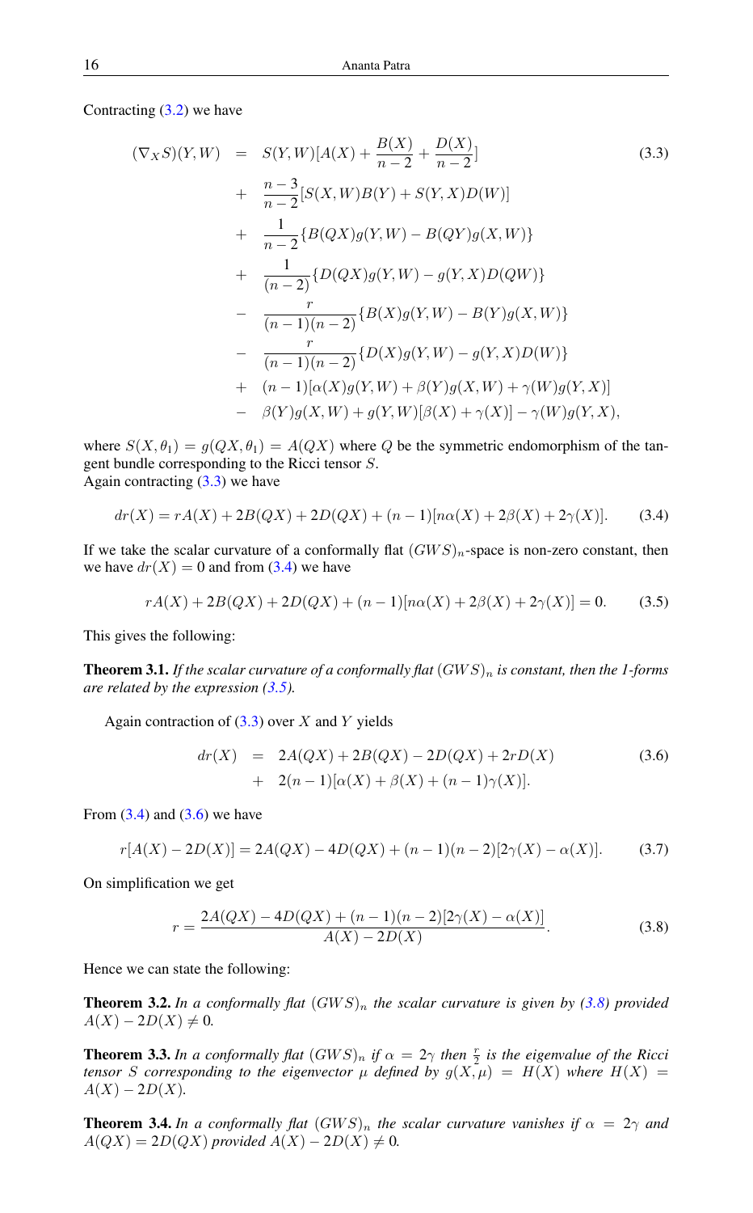Contracting (3.2) we have

$$
\begin{aligned}
(\nabla_X S)(Y,W) &= S(Y,W)[A(X)+\frac{B(X)}{n-2}+\frac{D(X)}{n-2}] \\
&+ \frac{n-3}{n-2}[S(X,W)B(Y)+S(Y,X)D(W)] \\
&+ \frac{1}{n-2}\{B(QX)g(Y,W)-B(QY)g(X,W)\} \\
&+ \frac{1}{(n-2)}\{D(QX)g(Y,W)-g(Y,X)D(QW)\} \\
&- \frac{r}{(n-1)(n-2)}\{B(X)g(Y,W)-B(Y)g(X,W)\} \\
&- \frac{r}{(n-1)(n-2)}\{D(X)g(Y,W)-g(Y,X)D(W)\} \\
&+ (n-1)[\alpha(X)g(Y,W)+\beta(Y)g(X,W)+\gamma(W)g(Y,X)] \\
&- \beta(Y)g(X,W)+g(Y,W)[\beta(X)+\gamma(X)]-\gamma(W)g(Y,X),
\end{aligned}
\tag{3.3}
$$

where $S(X,\theta_1)=g(QX,\theta_1)=A(QX)$ where $Q$ be the symmetric endomorphism of the tangent bundle corresponding to the Ricci tensor $S$.
Again contracting (3.3) we have

$$
dr(X) = rA(X)+2B(QX)+2D(QX)+(n-1)[n\alpha(X)+2\beta(X)+2\gamma(X)]. \tag{3.4}
$$

If we take the scalar curvature of a conformally flat $(GWS)_n$-space is non-zero constant, then we have $dr(X)=0$ and from (3.4) we have

$$
rA(X)+2B(QX)+2D(QX)+(n-1)[n\alpha(X)+2\beta(X)+2\gamma(X)]=0. \tag{3.5}
$$

This gives the following:

**Theorem 3.1.** *If the scalar curvature of a conformally flat $(GWS)_n$ is constant, then the 1-forms are related by the expression (3.5).*

Again contraction of (3.3) over $X$ and $Y$ yields

$$
\begin{aligned}
dr(X) &= 2A(QX)+2B(QX)-2D(QX)+2rD(X) \\
&+ 2(n-1)[\alpha(X)+\beta(X)+(n-1)\gamma(X)].
\end{aligned}
\tag{3.6}
$$

From (3.4) and (3.6) we have

$$
r[A(X)-2D(X)] = 2A(QX)-4D(QX)+(n-1)(n-2)[2\gamma(X)-\alpha(X)]. \tag{3.7}
$$

On simplification we get

$$
r = \frac{2A(QX)-4D(QX)+(n-1)(n-2)[2\gamma(X)-\alpha(X)]}{A(X)-2D(X)}. \tag{3.8}
$$

Hence we can state the following:

**Theorem 3.2.** *In a conformally flat $(GWS)_n$ the scalar curvature is given by (3.8) provided $A(X)-2D(X)\neq 0$.*

**Theorem 3.3.** *In a conformally flat $(GWS)_n$ if $\alpha=2\gamma$ then $\frac{r}{2}$ is the eigenvalue of the Ricci tensor $S$ corresponding to the eigenvector $\mu$ defined by $g(X,\mu)=H(X)$ where $H(X)=A(X)-2D(X)$.*

**Theorem 3.4.** *In a conformally flat $(GWS)_n$ the scalar curvature vanishes if $\alpha=2\gamma$ and $A(QX)=2D(QX)$ provided $A(X)-2D(X)\neq 0$.*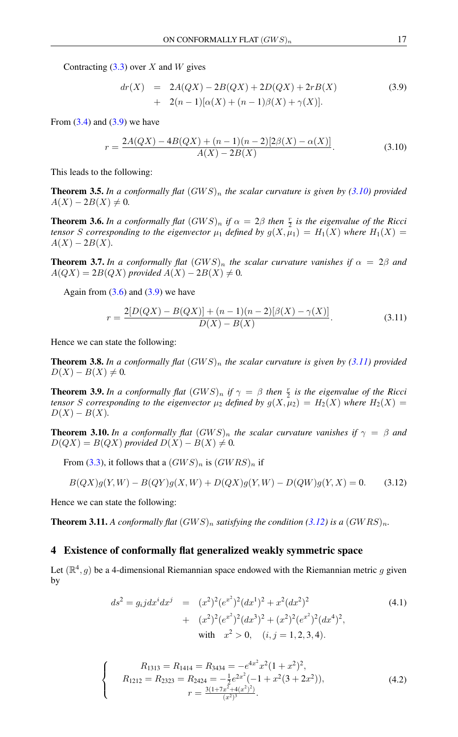Contracting (3.3) over $X$ and $W$ gives

$$
\begin{aligned}
dr(X) &= 2A(QX) - 2B(QX) + 2D(QX) + 2rB(X) \\
&+ 2(n-1)[\alpha(X) + (n-1)\beta(X) + \gamma(X)].
\end{aligned}
\tag{3.9}
$$

From (3.4) and (3.9) we have

$$
r = \frac{2A(QX) - 4B(QX) + (n-1)(n-2)[2\beta(X) - \alpha(X)]}{A(X) - 2B(X)}. \tag{3.10}
$$

This leads to the following:

**Theorem 3.5.** *In a conformally flat $(GWS)_n$ the scalar curvature is given by (3.10) provided $A(X) - 2B(X) \neq 0$.*

**Theorem 3.6.** *In a conformally flat $(GWS)_n$ if $\alpha = 2\beta$ then $\frac{r}{2}$ is the eigenvalue of the Ricci tensor $S$ corresponding to the eigenvector $\mu_1$ defined by $g(X, \mu_1) = H_1(X)$ where $H_1(X) = A(X) - 2B(X)$.*

**Theorem 3.7.** *In a conformally flat $(GWS)_n$ the scalar curvature vanishes if $\alpha = 2\beta$ and $A(QX) = 2B(QX)$ provided $A(X) - 2B(X) \neq 0$.*

Again from (3.6) and (3.9) we have

$$
r = \frac{2[D(QX) - B(QX)] + (n-1)(n-2)[\beta(X) - \gamma(X)]}{D(X) - B(X)}. \tag{3.11}
$$

Hence we can state the following:

**Theorem 3.8.** *In a conformally flat $(GWS)_n$ the scalar curvature is given by (3.11) provided $D(X) - B(X) \neq 0$.*

**Theorem 3.9.** *In a conformally flat $(GWS)_n$ if $\gamma = \beta$ then $\frac{r}{2}$ is the eigenvalue of the Ricci tensor $S$ corresponding to the eigenvector $\mu_2$ defined by $g(X, \mu_2) = H_2(X)$ where $H_2(X) = D(X) - B(X)$.*

**Theorem 3.10.** *In a conformally flat $(GWS)_n$ the scalar curvature vanishes if $\gamma = \beta$ and $D(QX) = B(QX)$ provided $D(X) - B(X) \neq 0$.*

From (3.3), it follows that a $(GWS)_n$ is $(GWRS)_n$ if

$$
B(QX)g(Y,W) - B(QY)g(X,W) + D(QX)g(Y,W) - D(QW)g(Y,X) = 0. \tag{3.12}
$$

Hence we can state the following:

**Theorem 3.11.** *A conformally flat $(GWS)_n$ satisfying the condition (3.12) is a $(GWRS)_n$.*

## 4 Existence of conformally flat generalized weakly symmetric space

Let $(\mathbb{R}^4, g)$ be a 4-dimensional Riemannian space endowed with the Riemannian metric $g$ given by

$$
\begin{aligned}
ds^2 = g_i j dx^i dx^j &= (x^2)^2 (e^{x^2})^2 (dx^1)^2 + x^2 (dx^2)^2 \\
&+ (x^2)^2 (e^{x^2})^2 (dx^3)^2 + (x^2)^2 (e^{x^2})^2 (dx^4)^2, \\
&\text{with} \quad x^2 > 0, \quad (i,j = 1,2,3,4).
\end{aligned}
\tag{4.1}
$$

$$
\left\{
\begin{aligned}
R_{1313} = R_{1414} = R_{3434} &= -e^{4x^2} x^2 (1 + x^2)^2, \\
R_{1212} = R_{2323} = R_{2424} &= -\tfrac{1}{2} e^{2x^2} (-1 + x^2(3 + 2x^2)), \\
r &= \tfrac{3(1 + 7x^2 + 4(x^2)^2)}{(x^2)^3}.
\end{aligned}
\right.
\tag{4.2}
$$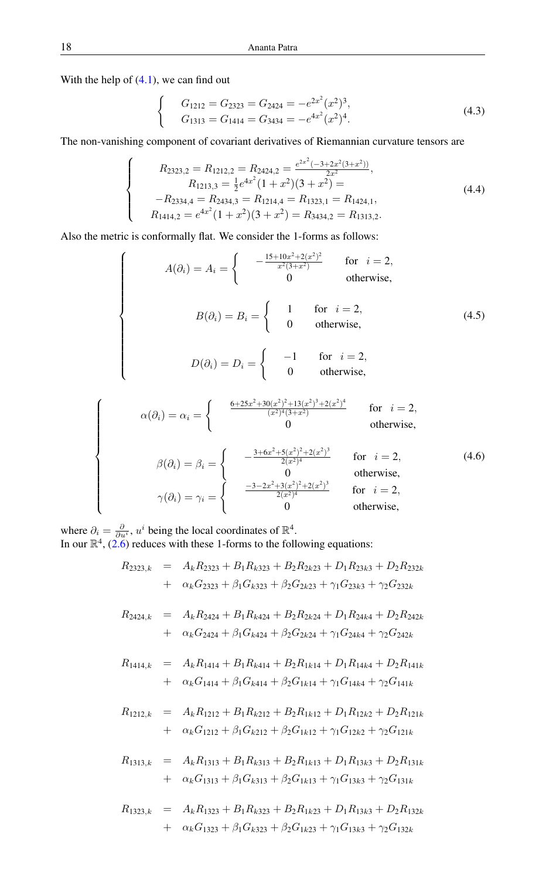With the help of (4.1), we can find out

$$
\begin{cases}
G_{1212} = G_{2323} = G_{2424} = -e^{2x^2}(x^2)^3, \\
G_{1313} = G_{1414} = G_{3434} = -e^{4x^2}(x^2)^4.
\end{cases} \tag{4.3}
$$

The non-vanishing component of covariant derivatives of Riemannian curvature tensors are

$$
\begin{cases}
R_{2323,2} = R_{1212,2} = R_{2424,2} = \frac{e^{2x^2}(-3+2x^2(3+x^2))}{2x^2}, \\
R_{1213,3} = \frac{1}{2}e^{4x^2}(1+x^2)(3+x^2) = \\
-R_{2334,4} = R_{2434,3} = R_{1214,4} = R_{1323,1} = R_{1424,1}, \\
R_{1414,2} = e^{4x^2}(1+x^2)(3+x^2) = R_{3434,2} = R_{1313,2}.
\end{cases} \tag{4.4}
$$

Also the metric is conformally flat. We consider the 1-forms as follows:

$$
\begin{cases}
A(\partial_i) = A_i = \begin{cases} -\frac{15+10x^2+2(x^2)^2}{x^2(3+x^2)} & \text{for } \ i = 2, \\ 0 & \text{otherwise,} \end{cases} \\
\\
B(\partial_i) = B_i = \begin{cases} 1 & \text{for } \ i = 2, \\ 0 & \text{otherwise,} \end{cases} \\
\\
D(\partial_i) = D_i = \begin{cases} -1 & \text{for } \ i = 2, \\ 0 & \text{otherwise,} \end{cases}
\end{cases} \tag{4.5}
$$

$$
\begin{cases}
\alpha(\partial_i) = \alpha_i = \begin{cases} \frac{6+25x^2+30(x^2)^2+13(x^2)^3+2(x^2)^4}{(x^2)^4(3+x^2)} & \text{for } \ i = 2, \\ 0 & \text{otherwise,} \end{cases} \\
\\
\beta(\partial_i) = \beta_i = \begin{cases} -\frac{3+6x^2+5(x^2)^2+2(x^2)^3}{2(x^2)^4} & \text{for } \ i = 2, \\ 0 & \text{otherwise,} \end{cases} \\
\gamma(\partial_i) = \gamma_i = \begin{cases} \frac{-3-2x^2+3(x^2)^2+2(x^2)^3}{2(x^2)^4} & \text{for } \ i = 2, \\ 0 & \text{otherwise,} \end{cases}
\end{cases} \tag{4.6}
$$

where $\partial_i = \frac{\partial}{\partial u^i}$, $u^i$ being the local coordinates of $\mathbb{R}^4$.
In our $\mathbb{R}^4$, (2.6) reduces with these 1-forms to the following equations:

$$
\begin{aligned}
R_{2323,k} &= A_k R_{2323} + B_1 R_{k323} + B_2 R_{2k23} + D_1 R_{23k3} + D_2 R_{232k} \\
&+ \alpha_k G_{2323} + \beta_1 G_{k323} + \beta_2 G_{2k23} + \gamma_1 G_{23k3} + \gamma_2 G_{232k}
\end{aligned}
$$

$$
\begin{aligned}
R_{2424,k} &= A_k R_{2424} + B_1 R_{k424} + B_2 R_{2k24} + D_1 R_{24k4} + D_2 R_{242k} \\
&+ \alpha_k G_{2424} + \beta_1 G_{k424} + \beta_2 G_{2k24} + \gamma_1 G_{24k4} + \gamma_2 G_{242k}
\end{aligned}
$$

$$
\begin{aligned}
R_{1414,k} &= A_k R_{1414} + B_1 R_{k414} + B_2 R_{1k14} + D_1 R_{14k4} + D_2 R_{141k} \\
&+ \alpha_k G_{1414} + \beta_1 G_{k414} + \beta_2 G_{1k14} + \gamma_1 G_{14k4} + \gamma_2 G_{141k}
\end{aligned}
$$

$$
\begin{aligned}
R_{1212,k} &= A_k R_{1212} + B_1 R_{k212} + B_2 R_{1k12} + D_1 R_{12k2} + D_2 R_{121k} \\
&+ \alpha_k G_{1212} + \beta_1 G_{k212} + \beta_2 G_{1k12} + \gamma_1 G_{12k2} + \gamma_2 G_{121k}
\end{aligned}
$$

$$
\begin{aligned}
R_{1313,k} &= A_k R_{1313} + B_1 R_{k313} + B_2 R_{1k13} + D_1 R_{13k3} + D_2 R_{131k} \\
&+ \alpha_k G_{1313} + \beta_1 G_{k313} + \beta_2 G_{1k13} + \gamma_1 G_{13k3} + \gamma_2 G_{131k}
\end{aligned}
$$

$$
\begin{aligned}
R_{1323,k} &= A_k R_{1323} + B_1 R_{k323} + B_2 R_{1k23} + D_1 R_{13k3} + D_2 R_{132k} \\
&+ \alpha_k G_{1323} + \beta_1 G_{k323} + \beta_2 G_{1k23} + \gamma_1 G_{13k3} + \gamma_2 G_{132k}
\end{aligned}
$$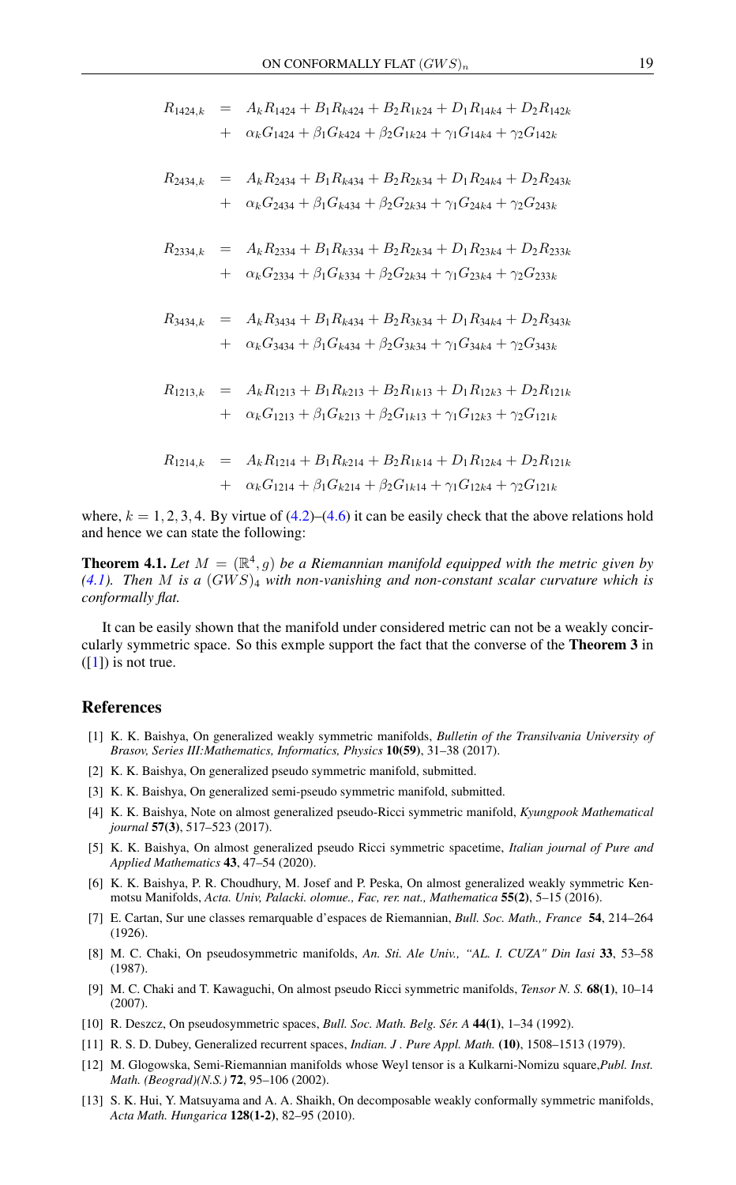$$
\begin{aligned}
R_{1424,k} &= A_k R_{1424} + B_1 R_{k424} + B_2 R_{1k24} + D_1 R_{14k4} + D_2 R_{142k} \\
&+ \alpha_k G_{1424} + \beta_1 G_{k424} + \beta_2 G_{1k24} + \gamma_1 G_{14k4} + \gamma_2 G_{142k}
\end{aligned}
$$

$$
\begin{aligned}
R_{2434,k} &= A_k R_{2434} + B_1 R_{k434} + B_2 R_{2k34} + D_1 R_{24k4} + D_2 R_{243k} \\
&+ \alpha_k G_{2434} + \beta_1 G_{k434} + \beta_2 G_{2k34} + \gamma_1 G_{24k4} + \gamma_2 G_{243k}
\end{aligned}
$$

$$
\begin{aligned}
R_{2334,k} &= A_k R_{2334} + B_1 R_{k334} + B_2 R_{2k34} + D_1 R_{23k4} + D_2 R_{233k} \\
&+ \alpha_k G_{2334} + \beta_1 G_{k334} + \beta_2 G_{2k34} + \gamma_1 G_{23k4} + \gamma_2 G_{233k}
\end{aligned}
$$

$$
\begin{aligned}
R_{3434,k} &= A_k R_{3434} + B_1 R_{k434} + B_2 R_{3k34} + D_1 R_{34k4} + D_2 R_{343k} \\
&+ \alpha_k G_{3434} + \beta_1 G_{k434} + \beta_2 G_{3k34} + \gamma_1 G_{34k4} + \gamma_2 G_{343k}
\end{aligned}
$$

$$
\begin{aligned}
R_{1213,k} &= A_k R_{1213} + B_1 R_{k213} + B_2 R_{1k13} + D_1 R_{12k3} + D_2 R_{121k} \\
&+ \alpha_k G_{1213} + \beta_1 G_{k213} + \beta_2 G_{1k13} + \gamma_1 G_{12k3} + \gamma_2 G_{121k}
\end{aligned}
$$

$$
\begin{aligned}
R_{1214,k} &= A_k R_{1214} + B_1 R_{k214} + B_2 R_{1k14} + D_1 R_{12k4} + D_2 R_{121k} \\
&+ \alpha_k G_{1214} + \beta_1 G_{k214} + \beta_2 G_{1k14} + \gamma_1 G_{12k4} + \gamma_2 G_{121k}
\end{aligned}
$$

where, $k = 1, 2, 3, 4$. By virtue of (4.2)–(4.6) it can be easily check that the above relations hold and hence we can state the following:

**Theorem 4.1.** *Let $M = (\mathbb{R}^4, g)$ be a Riemannian manifold equipped with the metric given by (4.1). Then $M$ is a $(GWS)_4$ with non-vanishing and non-constant scalar curvature which is conformally flat.*

It can be easily shown that the manifold under considered metric can not be a weakly concircularly symmetric space. So this exmple support the fact that the converse of the **Theorem 3** in ([1]) is not true.

## References

[1] K. K. Baishya, On generalized weakly symmetric manifolds, *Bulletin of the Transilvania University of Brasov, Series III:Mathematics, Informatics, Physics* **10(59)**, 31–38 (2017).

[2] K. K. Baishya, On generalized pseudo symmetric manifold, submitted.

[3] K. K. Baishya, On generalized semi-pseudo symmetric manifold, submitted.

[4] K. K. Baishya, Note on almost generalized pseudo-Ricci symmetric manifold, *Kyungpook Mathematical journal* **57(3)**, 517–523 (2017).

[5] K. K. Baishya, On almost generalized pseudo Ricci symmetric spacetime, *Italian journal of Pure and Applied Mathematics* **43**, 47–54 (2020).

[6] K. K. Baishya, P. R. Choudhury, M. Josef and P. Peska, On almost generalized weakly symmetric Kenmotsu Manifolds, *Acta. Univ, Palacki. olomue., Fac, rer. nat., Mathematica* **55(2)**, 5–15 (2016).

[7] E. Cartan, Sur une classes remarquable d'espaces de Riemannian, *Bull. Soc. Math., France* **54**, 214–264 (1926).

[8] M. C. Chaki, On pseudosymmetric manifolds, *An. Sti. Ale Univ., "AL. I. CUZA" Din Iasi* **33**, 53–58 (1987).

[9] M. C. Chaki and T. Kawaguchi, On almost pseudo Ricci symmetric manifolds, *Tensor N. S.* **68(1)**, 10–14 (2007).

[10] R. Deszcz, On pseudosymmetric spaces, *Bull. Soc. Math. Belg. Sér. A* **44(1)**, 1–34 (1992).

[11] R. S. D. Dubey, Generalized recurrent spaces, *Indian. J . Pure Appl. Math.* **(10)**, 1508–1513 (1979).

[12] M. Glogowska, Semi-Riemannian manifolds whose Weyl tensor is a Kulkarni-Nomizu square,*Publ. Inst. Math. (Beograd)(N.S.)* **72**, 95–106 (2002).

[13] S. K. Hui, Y. Matsuyama and A. A. Shaikh, On decomposable weakly conformally symmetric manifolds, *Acta Math. Hungarica* **128(1-2)**, 82–95 (2010).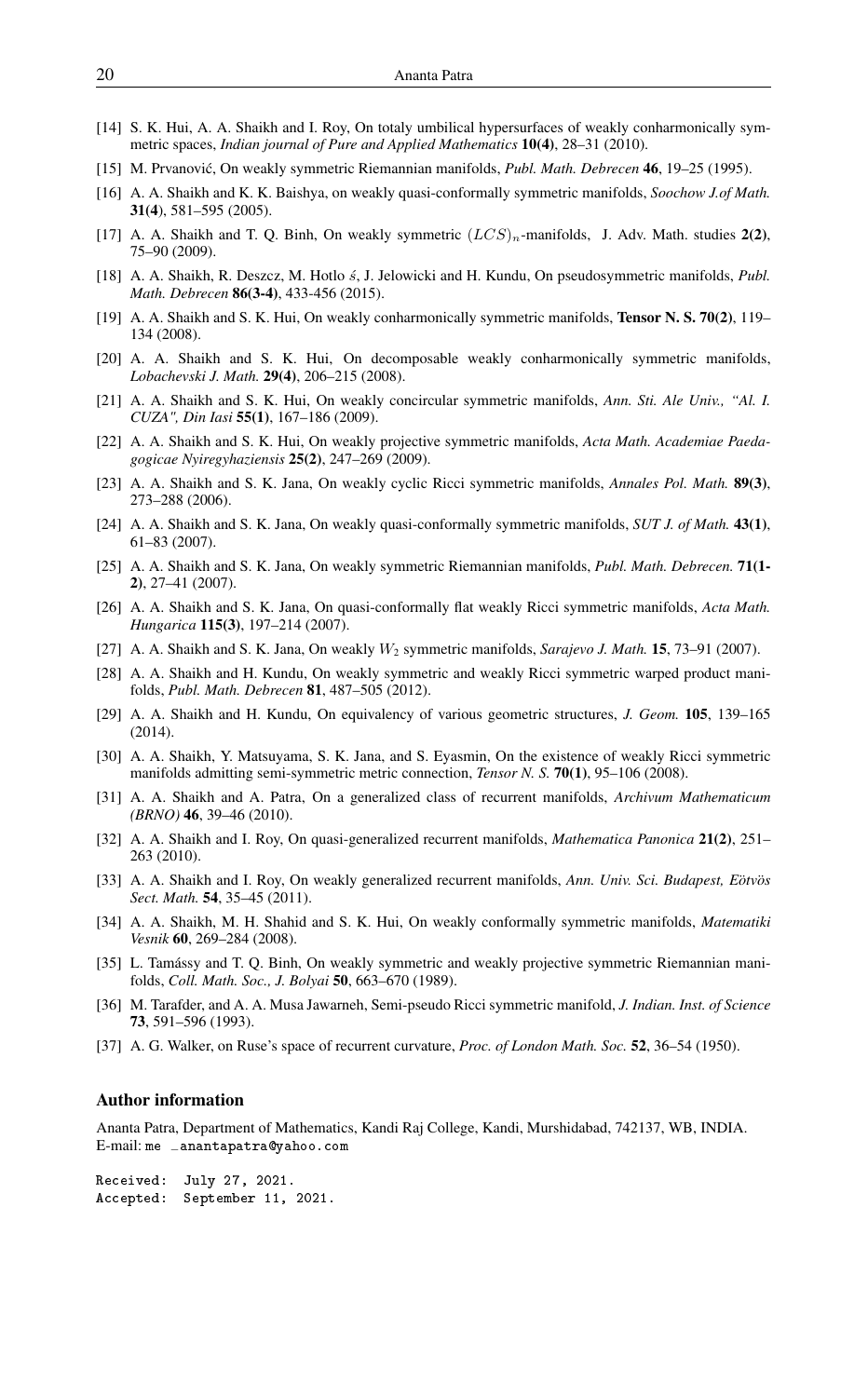[14] S. K. Hui, A. A. Shaikh and I. Roy, On totaly umbilical hypersurfaces of weakly conharmonically symmetric spaces, *Indian journal of Pure and Applied Mathematics* **10(4)**, 28–31 (2010).

[15] M. Prvanović, On weakly symmetric Riemannian manifolds, *Publ. Math. Debrecen* **46**, 19–25 (1995).

[16] A. A. Shaikh and K. K. Baishya, on weakly quasi-conformally symmetric manifolds, *Soochow J.of Math.* **31(4)**, 581–595 (2005).

[17] A. A. Shaikh and T. Q. Binh, On weakly symmetric $(LCS)_n$-manifolds, J. Adv. Math. studies **2(2)**, 75–90 (2009).

[18] A. A. Shaikh, R. Deszcz, M. Hotlo ś, J. Jelowicki and H. Kundu, On pseudosymmetric manifolds, *Publ. Math. Debrecen* **86(3-4)**, 433-456 (2015).

[19] A. A. Shaikh and S. K. Hui, On weakly conharmonically symmetric manifolds, **Tensor N. S. 70(2)**, 119–134 (2008).

[20] A. A. Shaikh and S. K. Hui, On decomposable weakly conharmonically symmetric manifolds, *Lobachevski J. Math.* **29(4)**, 206–215 (2008).

[21] A. A. Shaikh and S. K. Hui, On weakly concircular symmetric manifolds, *Ann. Sti. Ale Univ., "Al. I. CUZA", Din Iasi* **55(1)**, 167–186 (2009).

[22] A. A. Shaikh and S. K. Hui, On weakly projective symmetric manifolds, *Acta Math. Academiae Paedagogicae Nyiregyhaziensis* **25(2)**, 247–269 (2009).

[23] A. A. Shaikh and S. K. Jana, On weakly cyclic Ricci symmetric manifolds, *Annales Pol. Math.* **89(3)**, 273–288 (2006).

[24] A. A. Shaikh and S. K. Jana, On weakly quasi-conformally symmetric manifolds, *SUT J. of Math.* **43(1)**, 61–83 (2007).

[25] A. A. Shaikh and S. K. Jana, On weakly symmetric Riemannian manifolds, *Publ. Math. Debrecen.* **71(1-2)**, 27–41 (2007).

[26] A. A. Shaikh and S. K. Jana, On quasi-conformally flat weakly Ricci symmetric manifolds, *Acta Math. Hungarica* **115(3)**, 197–214 (2007).

[27] A. A. Shaikh and S. K. Jana, On weakly $W_2$ symmetric manifolds, *Sarajevo J. Math.* **15**, 73–91 (2007).

[28] A. A. Shaikh and H. Kundu, On weakly symmetric and weakly Ricci symmetric warped product manifolds, *Publ. Math. Debrecen* **81**, 487–505 (2012).

[29] A. A. Shaikh and H. Kundu, On equivalency of various geometric structures, *J. Geom.* **105**, 139–165 (2014).

[30] A. A. Shaikh, Y. Matsuyama, S. K. Jana, and S. Eyasmin, On the existence of weakly Ricci symmetric manifolds admitting semi-symmetric metric connection, *Tensor N. S.* **70(1)**, 95–106 (2008).

[31] A. A. Shaikh and A. Patra, On a generalized class of recurrent manifolds, *Archivum Mathematicum (BRNO)* **46**, 39–46 (2010).

[32] A. A. Shaikh and I. Roy, On quasi-generalized recurrent manifolds, *Mathematica Panonica* **21(2)**, 251–263 (2010).

[33] A. A. Shaikh and I. Roy, On weakly generalized recurrent manifolds, *Ann. Univ. Sci. Budapest, Eötvös Sect. Math.* **54**, 35–45 (2011).

[34] A. A. Shaikh, M. H. Shahid and S. K. Hui, On weakly conformally symmetric manifolds, *Matematiki Vesnik* **60**, 269–284 (2008).

[35] L. Tamássy and T. Q. Binh, On weakly symmetric and weakly projective symmetric Riemannian manifolds, *Coll. Math. Soc., J. Bolyai* **50**, 663–670 (1989).

[36] M. Tarafder, and A. A. Musa Jawarneh, Semi-pseudo Ricci symmetric manifold, *J. Indian. Inst. of Science* **73**, 591–596 (1993).

[37] A. G. Walker, on Ruse's space of recurrent curvature, *Proc. of London Math. Soc.* **52**, 36–54 (1950).

### Author information

Ananta Patra, Department of Mathematics, Kandi Raj College, Kandi, Murshidabad, 742137, WB, INDIA.
E-mail: me _anantapatra@yahoo.com

Received: July 27, 2021.
Accepted: September 11, 2021.